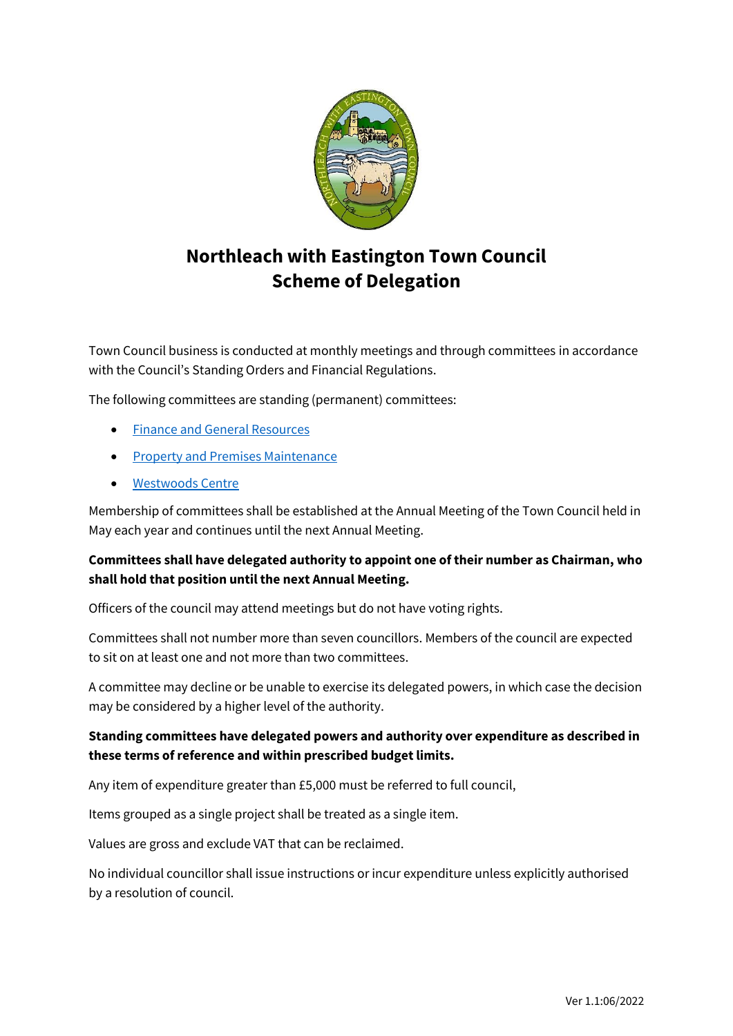# Northleach with Eastington Town Council
# Scheme of Delegation

Town Council business is conducted at monthly meetings and through committees in accordance with the Council's Standing Orders and Financial Regulations.

The following committees are standing (permanent) committees:

- Finance and General Resources
- Property and Premises Maintenance
- Westwoods Centre

Membership of committees shall be established at the Annual Meeting of the Town Council held in May each year and continues until the next Annual Meeting.

**Committees shall have delegated authority to appoint one of their number as Chairman, who shall hold that position until the next Annual Meeting.**

Officers of the council may attend meetings but do not have voting rights.

Committees shall not number more than seven councillors. Members of the council are expected to sit on at least one and not more than two committees.

A committee may decline or be unable to exercise its delegated powers, in which case the decision may be considered by a higher level of the authority.

**Standing committees have delegated powers and authority over expenditure as described in these terms of reference and within prescribed budget limits.**

Any item of expenditure greater than £5,000 must be referred to full council,

Items grouped as a single project shall be treated as a single item.

Values are gross and exclude VAT that can be reclaimed.

No individual councillor shall issue instructions or incur expenditure unless explicitly authorised by a resolution of council.

Ver 1.1:06/2022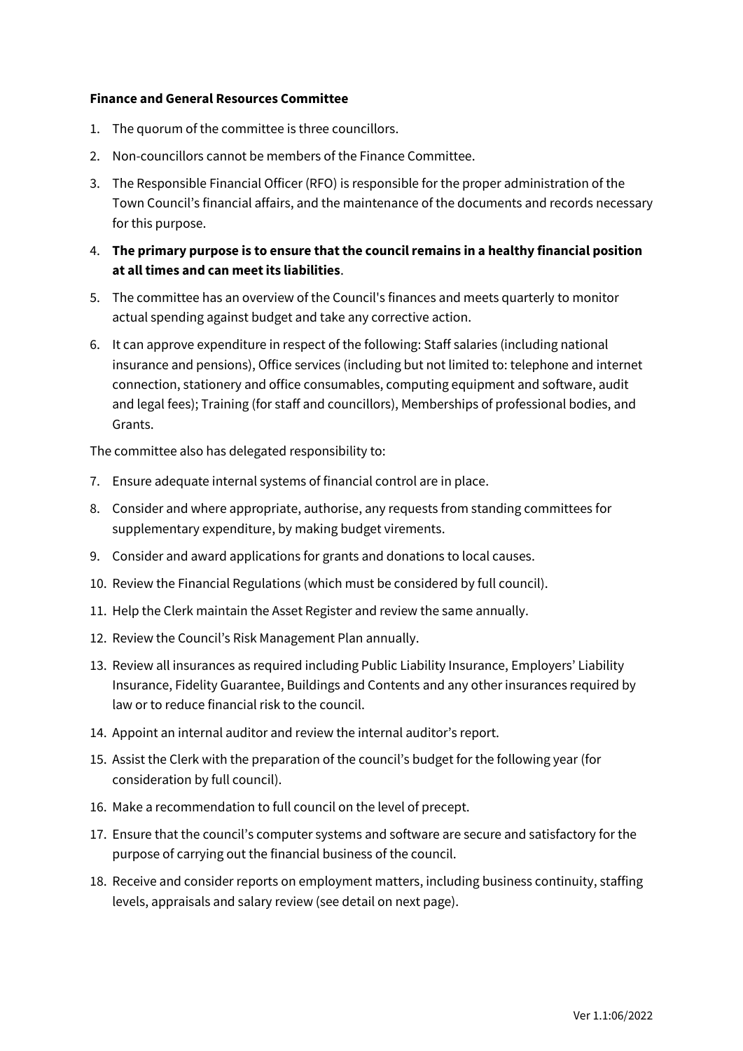**Finance and General Resources Committee**

1. The quorum of the committee is three councillors.
2. Non-councillors cannot be members of the Finance Committee.
3. The Responsible Financial Officer (RFO) is responsible for the proper administration of the Town Council's financial affairs, and the maintenance of the documents and records necessary for this purpose.
4. **The primary purpose is to ensure that the council remains in a healthy financial position at all times and can meet its liabilities**.
5. The committee has an overview of the Council's finances and meets quarterly to monitor actual spending against budget and take any corrective action.
6. It can approve expenditure in respect of the following: Staff salaries (including national insurance and pensions), Office services (including but not limited to: telephone and internet connection, stationery and office consumables, computing equipment and software, audit and legal fees); Training (for staff and councillors), Memberships of professional bodies, and Grants.

The committee also has delegated responsibility to:

7. Ensure adequate internal systems of financial control are in place.
8. Consider and where appropriate, authorise, any requests from standing committees for supplementary expenditure, by making budget virements.
9. Consider and award applications for grants and donations to local causes.
10. Review the Financial Regulations (which must be considered by full council).
11. Help the Clerk maintain the Asset Register and review the same annually.
12. Review the Council's Risk Management Plan annually.
13. Review all insurances as required including Public Liability Insurance, Employers' Liability Insurance, Fidelity Guarantee, Buildings and Contents and any other insurances required by law or to reduce financial risk to the council.
14. Appoint an internal auditor and review the internal auditor's report.
15. Assist the Clerk with the preparation of the council's budget for the following year (for consideration by full council).
16. Make a recommendation to full council on the level of precept.
17. Ensure that the council's computer systems and software are secure and satisfactory for the purpose of carrying out the financial business of the council.
18. Receive and consider reports on employment matters, including business continuity, staffing levels, appraisals and salary review (see detail on next page).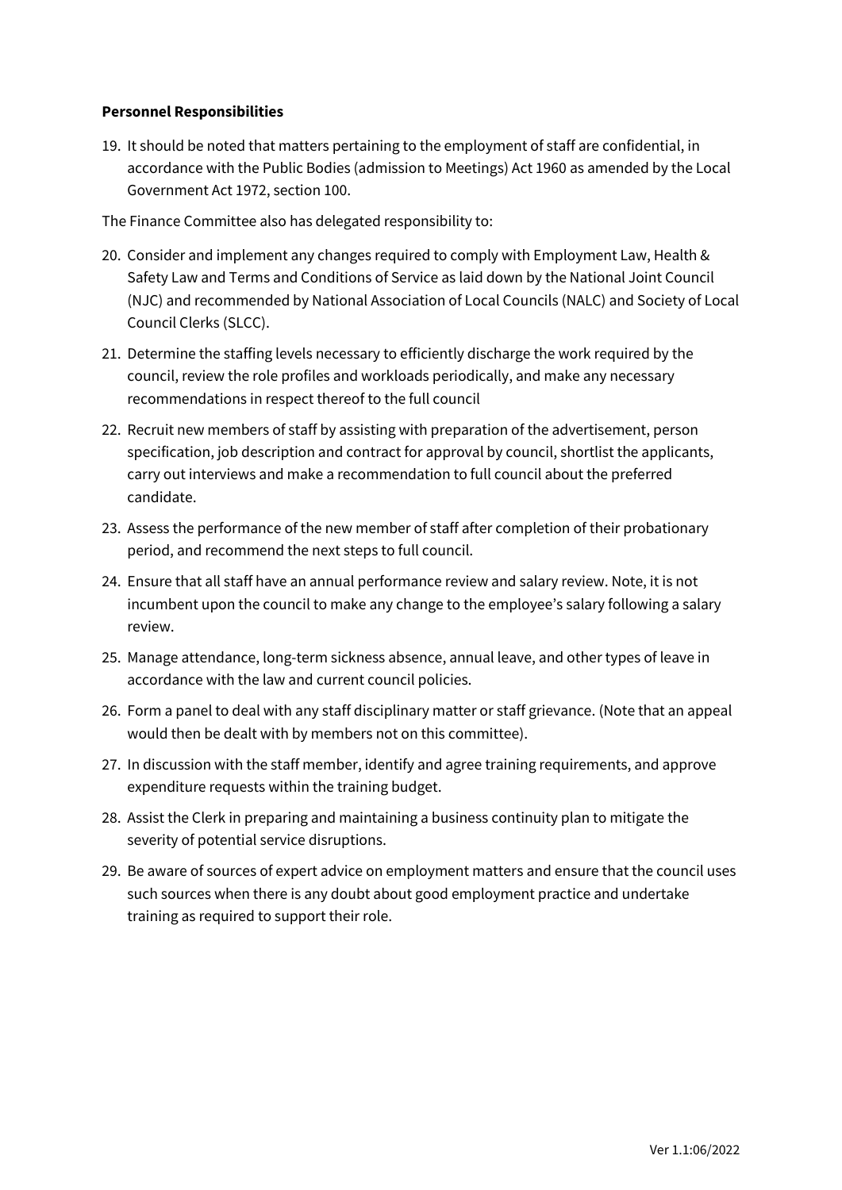**Personnel Responsibilities**

19. It should be noted that matters pertaining to the employment of staff are confidential, in accordance with the Public Bodies (admission to Meetings) Act 1960 as amended by the Local Government Act 1972, section 100.

The Finance Committee also has delegated responsibility to:

20. Consider and implement any changes required to comply with Employment Law, Health & Safety Law and Terms and Conditions of Service as laid down by the National Joint Council (NJC) and recommended by National Association of Local Councils (NALC) and Society of Local Council Clerks (SLCC).
21. Determine the staffing levels necessary to efficiently discharge the work required by the council, review the role profiles and workloads periodically, and make any necessary recommendations in respect thereof to the full council
22. Recruit new members of staff by assisting with preparation of the advertisement, person specification, job description and contract for approval by council, shortlist the applicants, carry out interviews and make a recommendation to full council about the preferred candidate.
23. Assess the performance of the new member of staff after completion of their probationary period, and recommend the next steps to full council.
24. Ensure that all staff have an annual performance review and salary review. Note, it is not incumbent upon the council to make any change to the employee's salary following a salary review.
25. Manage attendance, long-term sickness absence, annual leave, and other types of leave in accordance with the law and current council policies.
26. Form a panel to deal with any staff disciplinary matter or staff grievance. (Note that an appeal would then be dealt with by members not on this committee).
27. In discussion with the staff member, identify and agree training requirements, and approve expenditure requests within the training budget.
28. Assist the Clerk in preparing and maintaining a business continuity plan to mitigate the severity of potential service disruptions.
29. Be aware of sources of expert advice on employment matters and ensure that the council uses such sources when there is any doubt about good employment practice and undertake training as required to support their role.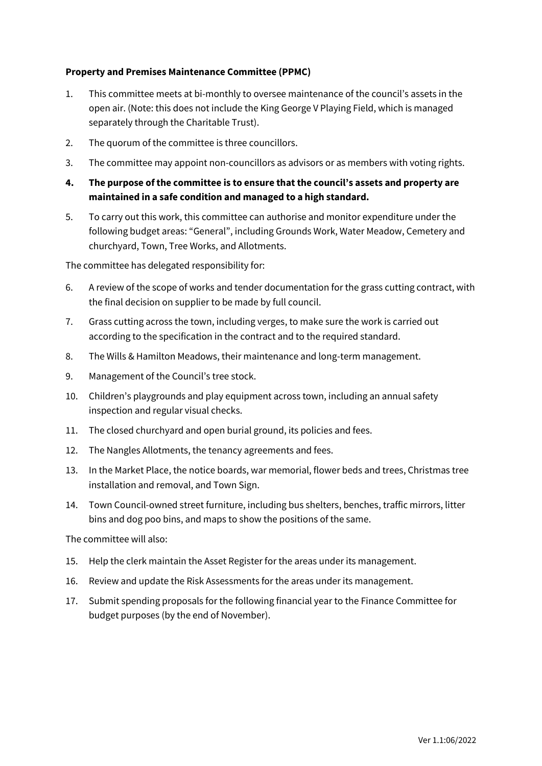**Property and Premises Maintenance Committee (PPMC)**

1. This committee meets at bi-monthly to oversee maintenance of the council's assets in the open air. (Note: this does not include the King George V Playing Field, which is managed separately through the Charitable Trust).
2. The quorum of the committee is three councillors.
3. The committee may appoint non-councillors as advisors or as members with voting rights.
4. **The purpose of the committee is to ensure that the council's assets and property are maintained in a safe condition and managed to a high standard.**
5. To carry out this work, this committee can authorise and monitor expenditure under the following budget areas: "General", including Grounds Work, Water Meadow, Cemetery and churchyard, Town, Tree Works, and Allotments.

The committee has delegated responsibility for:

6. A review of the scope of works and tender documentation for the grass cutting contract, with the final decision on supplier to be made by full council.
7. Grass cutting across the town, including verges, to make sure the work is carried out according to the specification in the contract and to the required standard.
8. The Wills & Hamilton Meadows, their maintenance and long-term management.
9. Management of the Council's tree stock.
10. Children's playgrounds and play equipment across town, including an annual safety inspection and regular visual checks.
11. The closed churchyard and open burial ground, its policies and fees.
12. The Nangles Allotments, the tenancy agreements and fees.
13. In the Market Place, the notice boards, war memorial, flower beds and trees, Christmas tree installation and removal, and Town Sign.
14. Town Council-owned street furniture, including bus shelters, benches, traffic mirrors, litter bins and dog poo bins, and maps to show the positions of the same.

The committee will also:

15. Help the clerk maintain the Asset Register for the areas under its management.
16. Review and update the Risk Assessments for the areas under its management.
17. Submit spending proposals for the following financial year to the Finance Committee for budget purposes (by the end of November).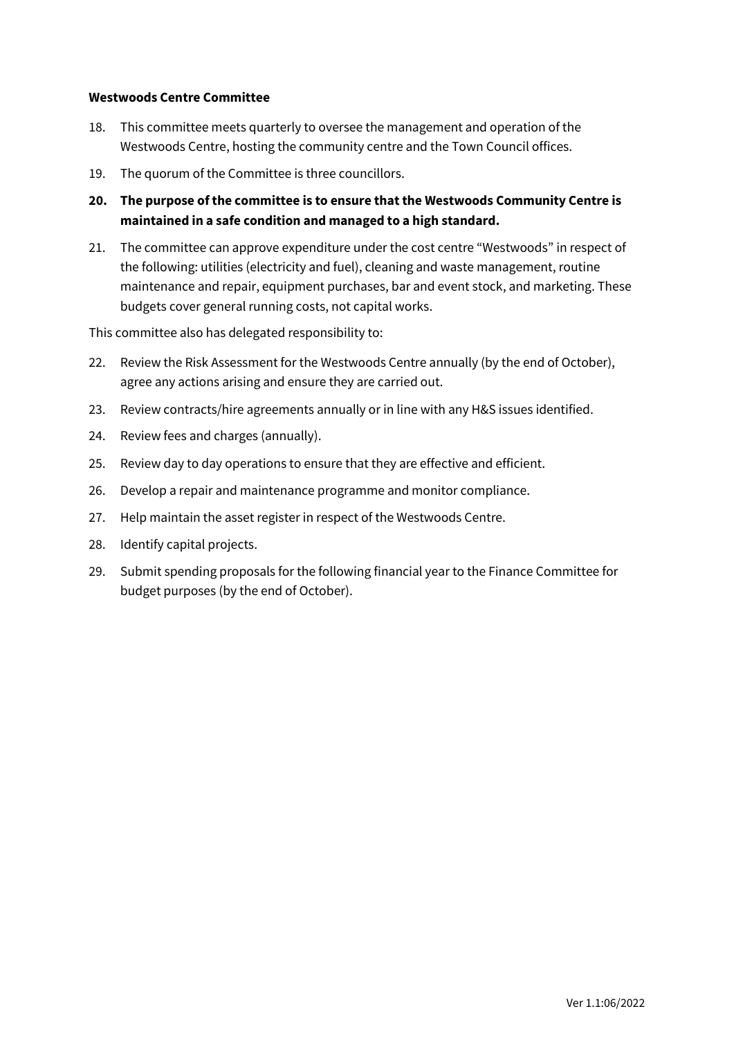**Westwoods Centre Committee**

18. This committee meets quarterly to oversee the management and operation of the Westwoods Centre, hosting the community centre and the Town Council offices.
19. The quorum of the Committee is three councillors.
20. **The purpose of the committee is to ensure that the Westwoods Community Centre is maintained in a safe condition and managed to a high standard.**
21. The committee can approve expenditure under the cost centre "Westwoods" in respect of the following: utilities (electricity and fuel), cleaning and waste management, routine maintenance and repair, equipment purchases, bar and event stock, and marketing. These budgets cover general running costs, not capital works.

This committee also has delegated responsibility to:

22. Review the Risk Assessment for the Westwoods Centre annually (by the end of October), agree any actions arising and ensure they are carried out.
23. Review contracts/hire agreements annually or in line with any H&S issues identified.
24. Review fees and charges (annually).
25. Review day to day operations to ensure that they are effective and efficient.
26. Develop a repair and maintenance programme and monitor compliance.
27. Help maintain the asset register in respect of the Westwoods Centre.
28. Identify capital projects.
29. Submit spending proposals for the following financial year to the Finance Committee for budget purposes (by the end of October).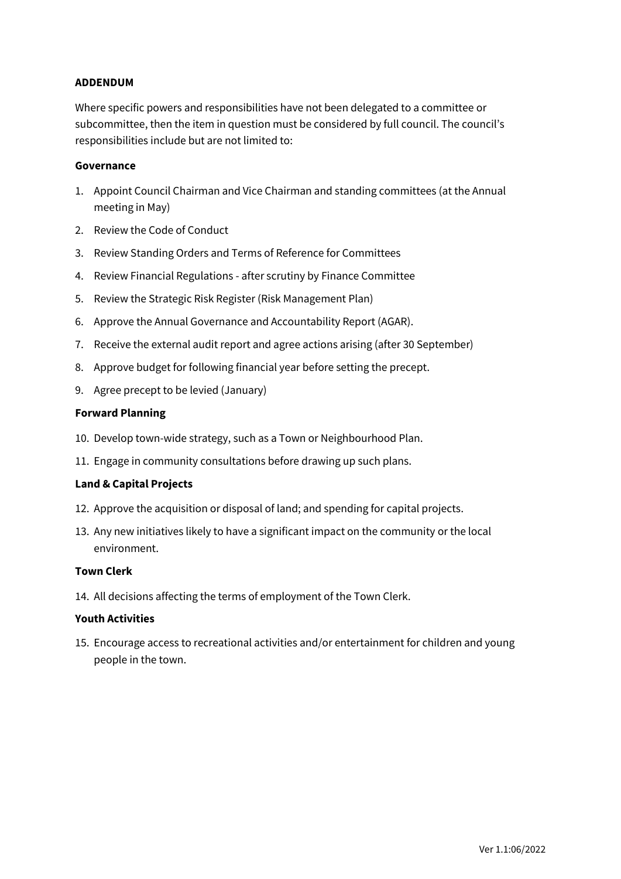**ADDENDUM**

Where specific powers and responsibilities have not been delegated to a committee or subcommittee, then the item in question must be considered by full council. The council's responsibilities include but are not limited to:

**Governance**

1. Appoint Council Chairman and Vice Chairman and standing committees (at the Annual meeting in May)
2. Review the Code of Conduct
3. Review Standing Orders and Terms of Reference for Committees
4. Review Financial Regulations - after scrutiny by Finance Committee
5. Review the Strategic Risk Register (Risk Management Plan)
6. Approve the Annual Governance and Accountability Report (AGAR).
7. Receive the external audit report and agree actions arising (after 30 September)
8. Approve budget for following financial year before setting the precept.
9. Agree precept to be levied (January)

**Forward Planning**

10. Develop town-wide strategy, such as a Town or Neighbourhood Plan.
11. Engage in community consultations before drawing up such plans.

**Land & Capital Projects**

12. Approve the acquisition or disposal of land; and spending for capital projects.
13. Any new initiatives likely to have a significant impact on the community or the local environment.

**Town Clerk**

14. All decisions affecting the terms of employment of the Town Clerk.

**Youth Activities**

15. Encourage access to recreational activities and/or entertainment for children and young people in the town.

Ver 1.1:06/2022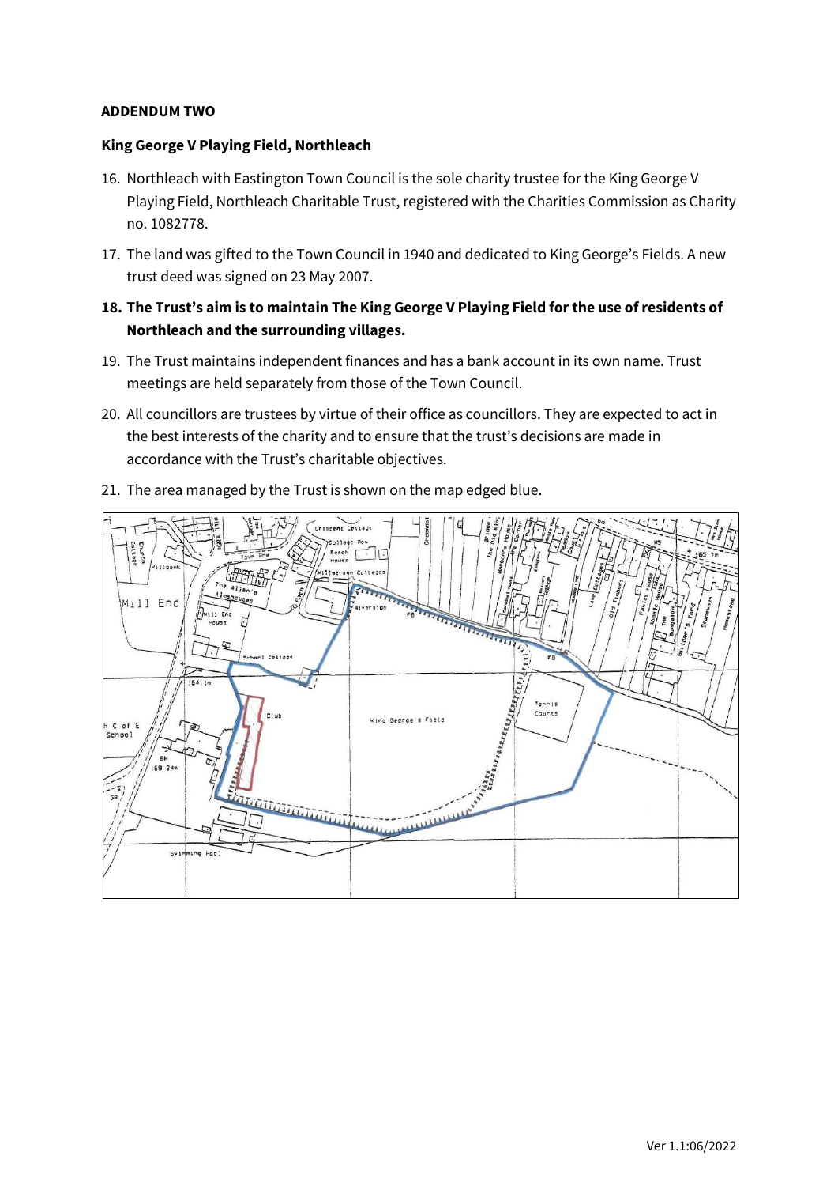**ADDENDUM TWO**

**King George V Playing Field, Northleach**

16. Northleach with Eastington Town Council is the sole charity trustee for the King George V Playing Field, Northleach Charitable Trust, registered with the Charities Commission as Charity no. 1082778.
17. The land was gifted to the Town Council in 1940 and dedicated to King George's Fields. A new trust deed was signed on 23 May 2007.
18. **The Trust's aim is to maintain The King George V Playing Field for the use of residents of Northleach and the surrounding villages.**
19. The Trust maintains independent finances and has a bank account in its own name. Trust meetings are held separately from those of the Town Council.
20. All councillors are trustees by virtue of their office as councillors. They are expected to act in the best interests of the charity and to ensure that the trust's decisions are made in accordance with the Trust's charitable objectives.
21. The area managed by the Trust is shown on the map edged blue.